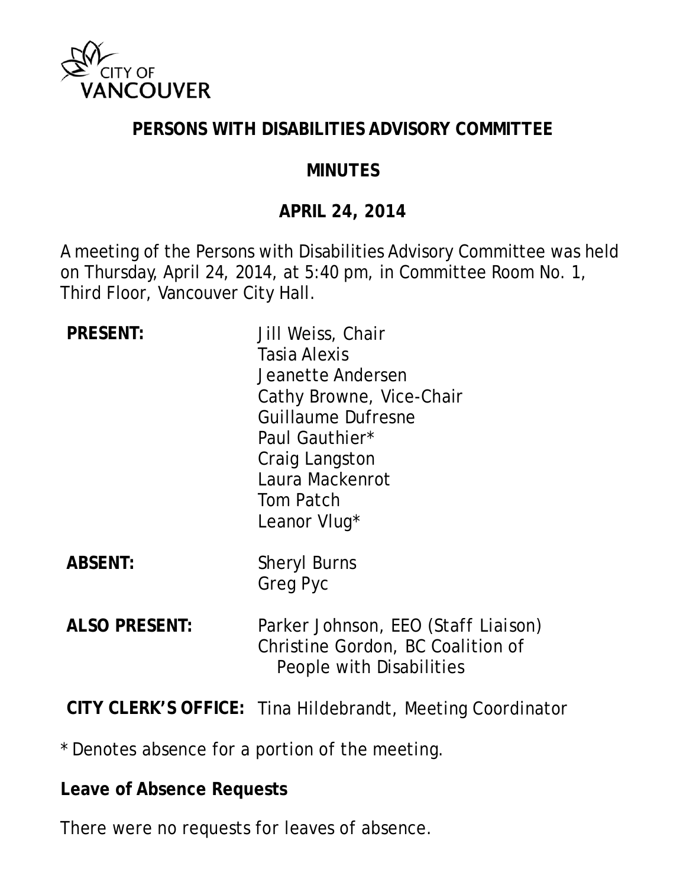CITY OF VANCOUVER

# PERSONS WITH DISABILITIES ADVISORY COMMITTEE

## MINUTES

## APRIL 24, 2014

A meeting of the Persons with Disabilities Advisory Committee was held on Thursday, April 24, 2014, at 5:40 pm, in Committee Room No. 1, Third Floor, Vancouver City Hall.

| | |
|---|---|
| **PRESENT:** | Jill Weiss, Chair<br>Tasia Alexis<br>Jeanette Andersen<br>Cathy Browne, Vice-Chair<br>Guillaume Dufresne<br>Paul Gauthier*<br>Craig Langston<br>Laura Mackenrot<br>Tom Patch<br>Leanor Vlug* |
| **ABSENT:** | Sheryl Burns<br>Greg Pyc |
| **ALSO PRESENT:** | Parker Johnson, EEO (Staff Liaison)<br>Christine Gordon, BC Coalition of People with Disabilities |
| **CITY CLERK'S OFFICE:** | Tina Hildebrandt, Meeting Coordinator |

\* Denotes absence for a portion of the meeting.

**Leave of Absence Requests**

There were no requests for leaves of absence.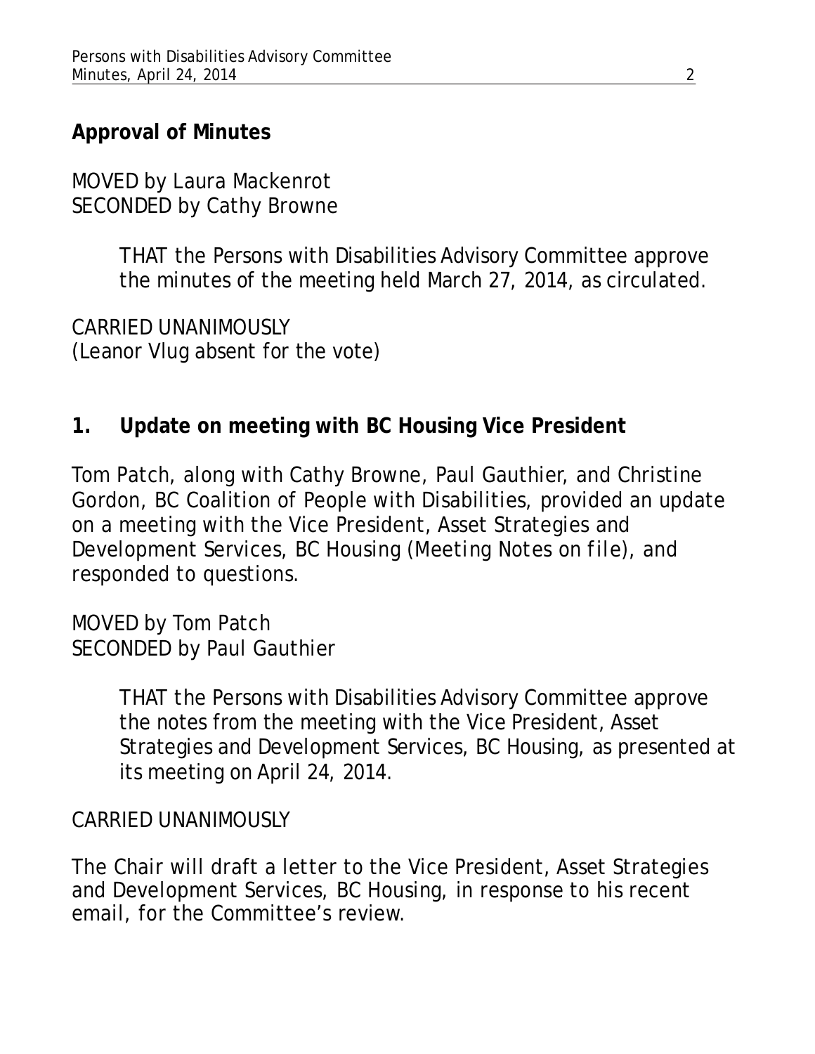**Approval of Minutes**

MOVED by Laura Mackenrot
SECONDED by Cathy Browne

> THAT the Persons with Disabilities Advisory Committee approve the minutes of the meeting held March 27, 2014, as circulated.

CARRIED UNANIMOUSLY
(Leanor Vlug absent for the vote)

**1. Update on meeting with BC Housing Vice President**

Tom Patch, along with Cathy Browne, Paul Gauthier, and Christine Gordon, BC Coalition of People with Disabilities, provided an update on a meeting with the Vice President, Asset Strategies and Development Services, BC Housing (*Meeting Notes on file*), and responded to questions.

MOVED by Tom Patch
SECONDED by Paul Gauthier

> THAT the Persons with Disabilities Advisory Committee approve the notes from the meeting with the Vice President, Asset Strategies and Development Services, BC Housing, as presented at its meeting on April 24, 2014.

CARRIED UNANIMOUSLY

The Chair will draft a letter to the Vice President, Asset Strategies and Development Services, BC Housing, in response to his recent email, for the Committee's review.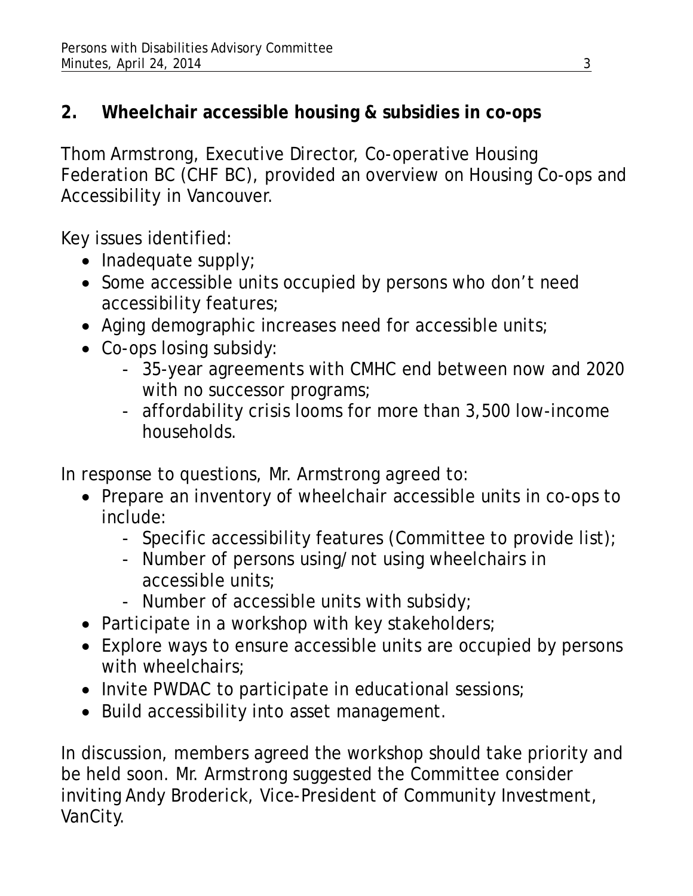## 2. Wheelchair accessible housing & subsidies in co-ops

Thom Armstrong, Executive Director, Co-operative Housing Federation BC (CHF BC), provided an overview on Housing Co-ops and Accessibility in Vancouver.

Key issues identified:

- Inadequate supply;
- Some accessible units occupied by persons who don't need accessibility features;
- Aging demographic increases need for accessible units;
- Co-ops losing subsidy:
  - 35-year agreements with CMHC end between now and 2020 with no successor programs;
  - affordability crisis looms for more than 3,500 low-income households.

In response to questions, Mr. Armstrong agreed to:

- Prepare an inventory of wheelchair accessible units in co-ops to include:
  - Specific accessibility features (Committee to provide list);
  - Number of persons using/not using wheelchairs in accessible units;
  - Number of accessible units with subsidy;
- Participate in a workshop with key stakeholders;
- Explore ways to ensure accessible units are occupied by persons with wheelchairs;
- Invite PWDAC to participate in educational sessions;
- Build accessibility into asset management.

In discussion, members agreed the workshop should take priority and be held soon. Mr. Armstrong suggested the Committee consider inviting Andy Broderick, Vice-President of Community Investment, VanCity.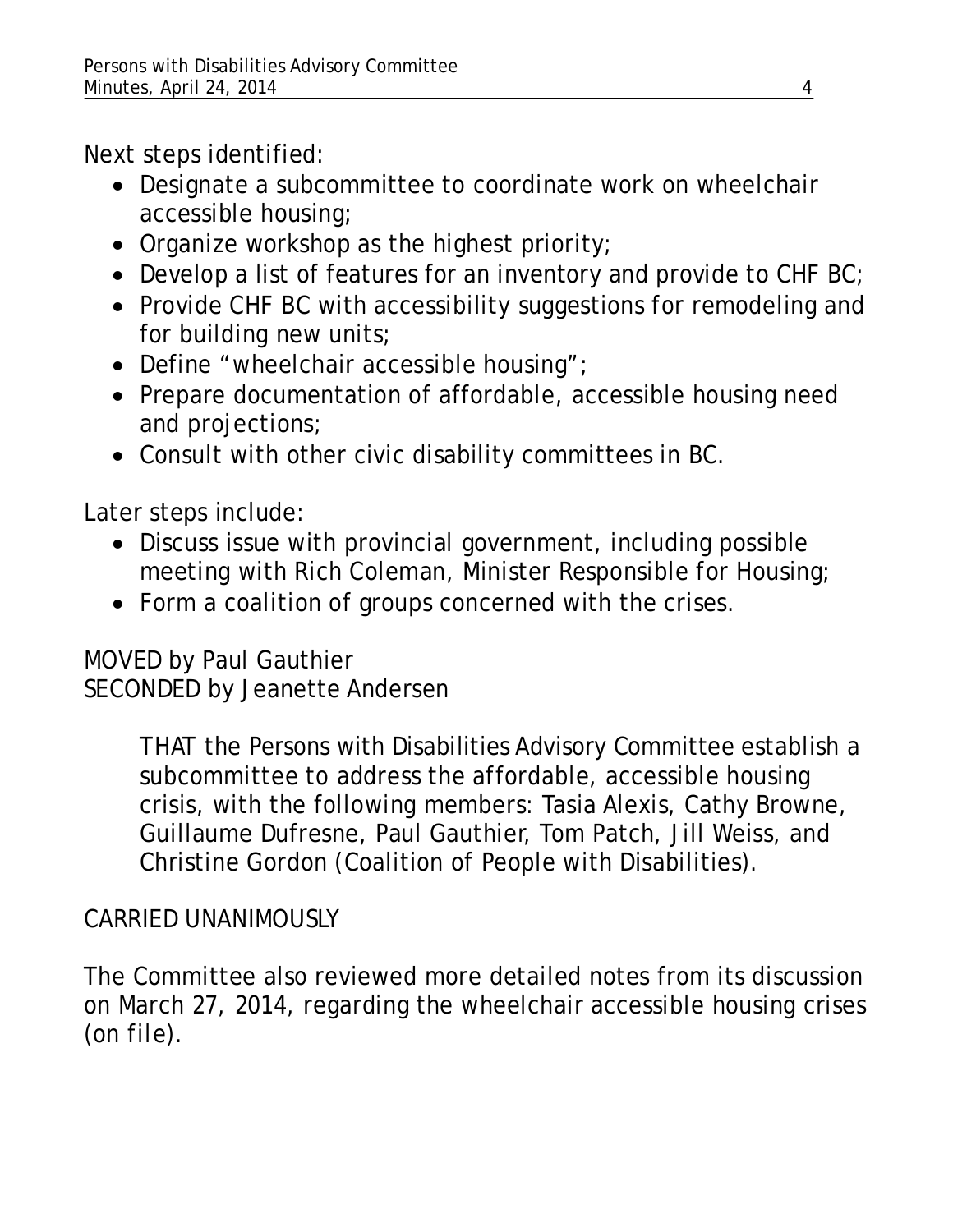Next steps identified:

- Designate a subcommittee to coordinate work on wheelchair accessible housing;
- Organize workshop as the highest priority;
- Develop a list of features for an inventory and provide to CHF BC;
- Provide CHF BC with accessibility suggestions for remodeling and for building new units;
- Define "wheelchair accessible housing";
- Prepare documentation of affordable, accessible housing need and projections;
- Consult with other civic disability committees in BC.

Later steps include:

- Discuss issue with provincial government, including possible meeting with Rich Coleman, Minister Responsible for Housing;
- Form a coalition of groups concerned with the crises.

MOVED by Paul Gauthier
SECONDED by Jeanette Andersen

> THAT the Persons with Disabilities Advisory Committee establish a subcommittee to address the affordable, accessible housing crisis, with the following members: Tasia Alexis, Cathy Browne, Guillaume Dufresne, Paul Gauthier, Tom Patch, Jill Weiss, and Christine Gordon (Coalition of People with Disabilities).

CARRIED UNANIMOUSLY

The Committee also reviewed more detailed notes from its discussion on March 27, 2014, regarding the wheelchair accessible housing crises (on file).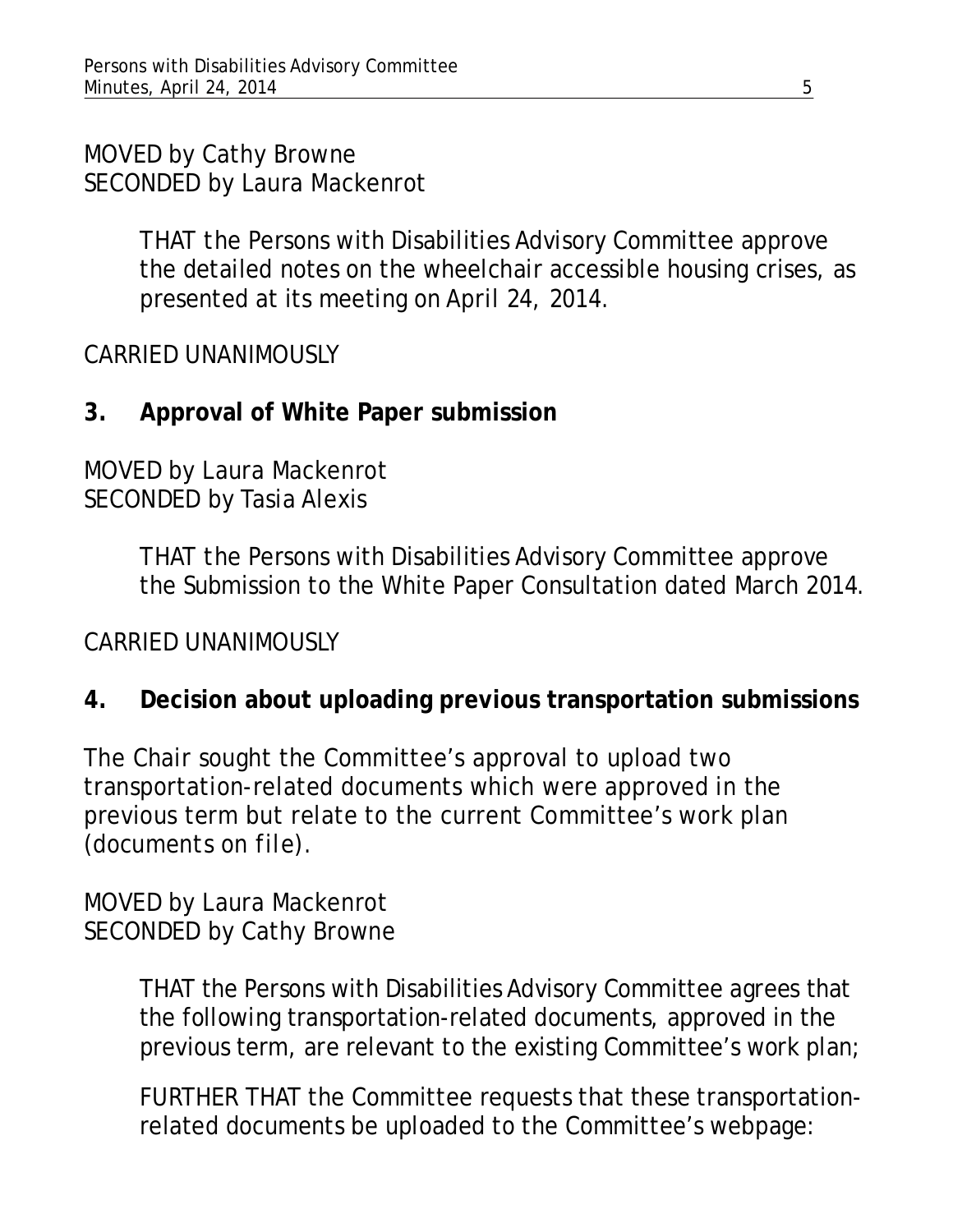MOVED by Cathy Browne
SECONDED by Laura Mackenrot

> THAT the Persons with Disabilities Advisory Committee approve the detailed notes on the wheelchair accessible housing crises, as presented at its meeting on April 24, 2014.

CARRIED UNANIMOUSLY

**3. Approval of White Paper submission**

MOVED by Laura Mackenrot
SECONDED by Tasia Alexis

> THAT the Persons with Disabilities Advisory Committee approve the Submission to the White Paper Consultation dated March 2014.

CARRIED UNANIMOUSLY

**4. Decision about uploading previous transportation submissions**

The Chair sought the Committee's approval to upload two transportation-related documents which were approved in the previous term but relate to the current Committee's work plan (documents on file).

MOVED by Laura Mackenrot
SECONDED by Cathy Browne

> THAT the Persons with Disabilities Advisory Committee agrees that the following transportation-related documents, approved in the previous term, are relevant to the existing Committee's work plan;
>
> FURTHER THAT the Committee requests that these transportation-related documents be uploaded to the Committee's webpage: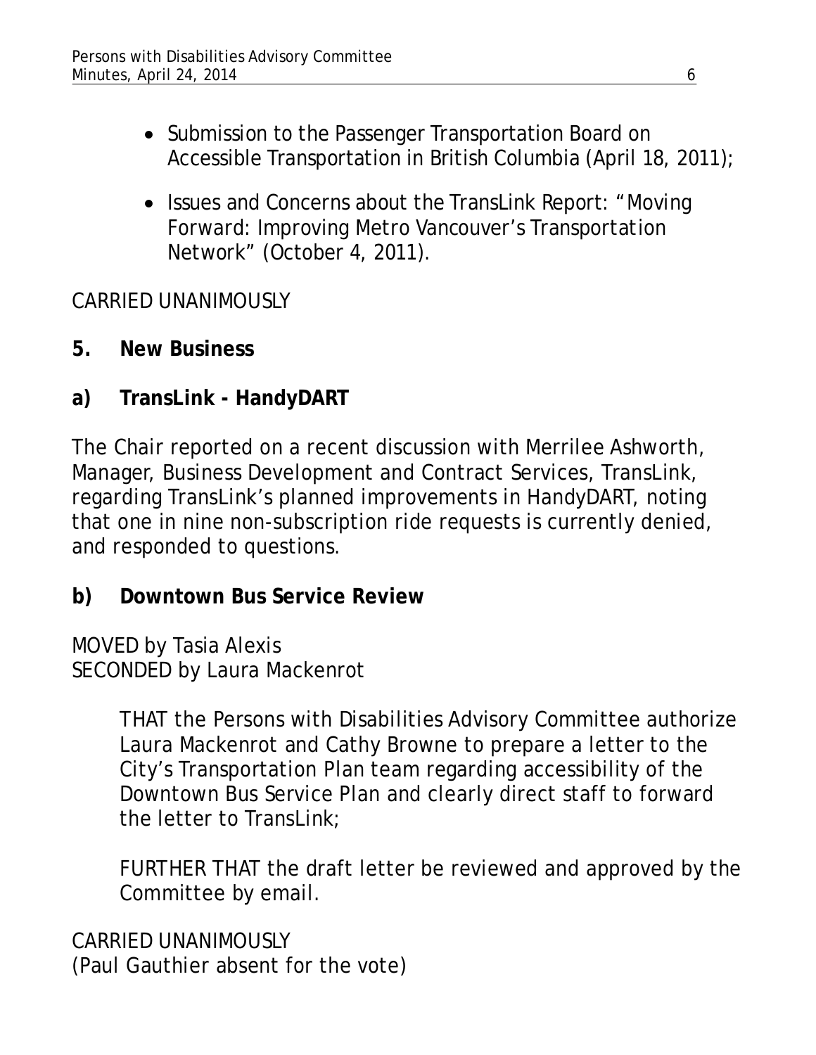- Submission to the Passenger Transportation Board on Accessible Transportation in British Columbia (April 18, 2011);
- Issues and Concerns about the TransLink Report: "Moving Forward: Improving Metro Vancouver's Transportation Network" (October 4, 2011).

CARRIED UNANIMOUSLY

## 5. New Business

### a) TransLink - HandyDART

The Chair reported on a recent discussion with Merrilee Ashworth, Manager, Business Development and Contract Services, TransLink, regarding TransLink's planned improvements in HandyDART, noting that one in nine non-subscription ride requests is currently denied, and responded to questions.

### b) Downtown Bus Service Review

MOVED by Tasia Alexis
SECONDED by Laura Mackenrot

> THAT the Persons with Disabilities Advisory Committee authorize Laura Mackenrot and Cathy Browne to prepare a letter to the City's Transportation Plan team regarding accessibility of the Downtown Bus Service Plan and clearly direct staff to forward the letter to TransLink;
>
> FURTHER THAT the draft letter be reviewed and approved by the Committee by email.

CARRIED UNANIMOUSLY
(Paul Gauthier absent for the vote)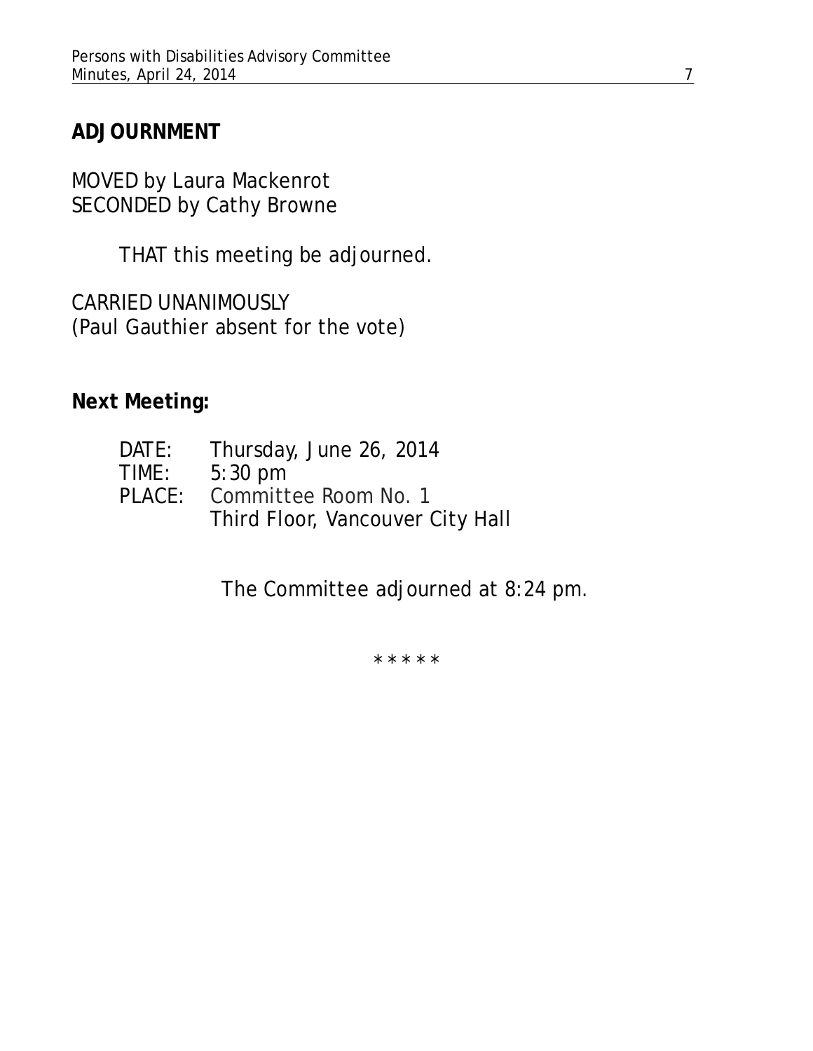## ADJOURNMENT

MOVED by Laura Mackenrot
SECONDED by Cathy Browne

THAT this meeting be adjourned.

CARRIED UNANIMOUSLY
(Paul Gauthier absent for the vote)

**Next Meeting:**

DATE: Thursday, June 26, 2014
TIME: 5:30 pm
PLACE: Committee Room No. 1
Third Floor, Vancouver City Hall

The Committee adjourned at 8:24 pm.

\* \* \* \* \*